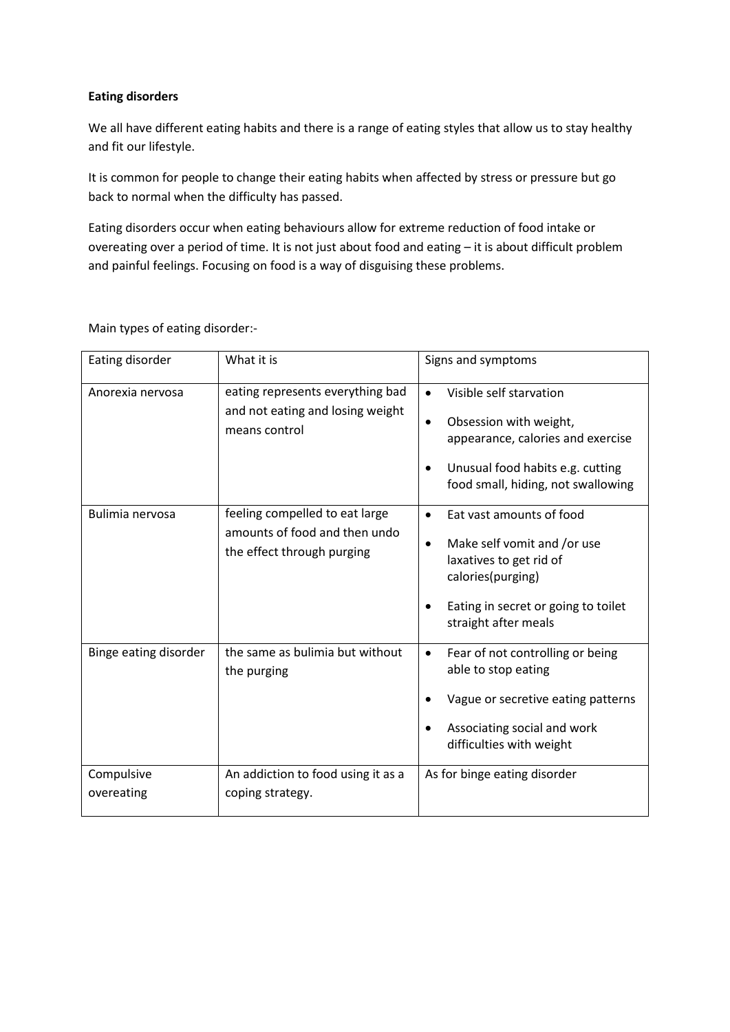**Eating disorders**

We all have different eating habits and there is a range of eating styles that allow us to stay healthy and fit our lifestyle.

It is common for people to change their eating habits when affected by stress or pressure but go back to normal when the difficulty has passed.

Eating disorders occur when eating behaviours allow for extreme reduction of food intake or overeating over a period of time. It is not just about food and eating – it is about difficult problem and painful feelings. Focusing on food is a way of disguising these problems.

Main types of eating disorder:-

| Eating disorder | What it is | Signs and symptoms |
| --- | --- | --- |
| Anorexia nervosa | eating represents everything bad and not eating and losing weight means control | • Visible self starvation<br>• Obsession with weight, appearance, calories and exercise<br>• Unusual food habits e.g. cutting food small, hiding, not swallowing |
| Bulimia nervosa | feeling compelled to eat large amounts of food and then undo the effect through purging | • Eat vast amounts of food<br>• Make self vomit and /or use laxatives to get rid of calories(purging)<br>• Eating in secret or going to toilet straight after meals |
| Binge eating disorder | the same as bulimia but without the purging | • Fear of not controlling or being able to stop eating<br>• Vague or secretive eating patterns<br>• Associating social and work difficulties with weight |
| Compulsive overeating | An addiction to food using it as a coping strategy. | As for binge eating disorder |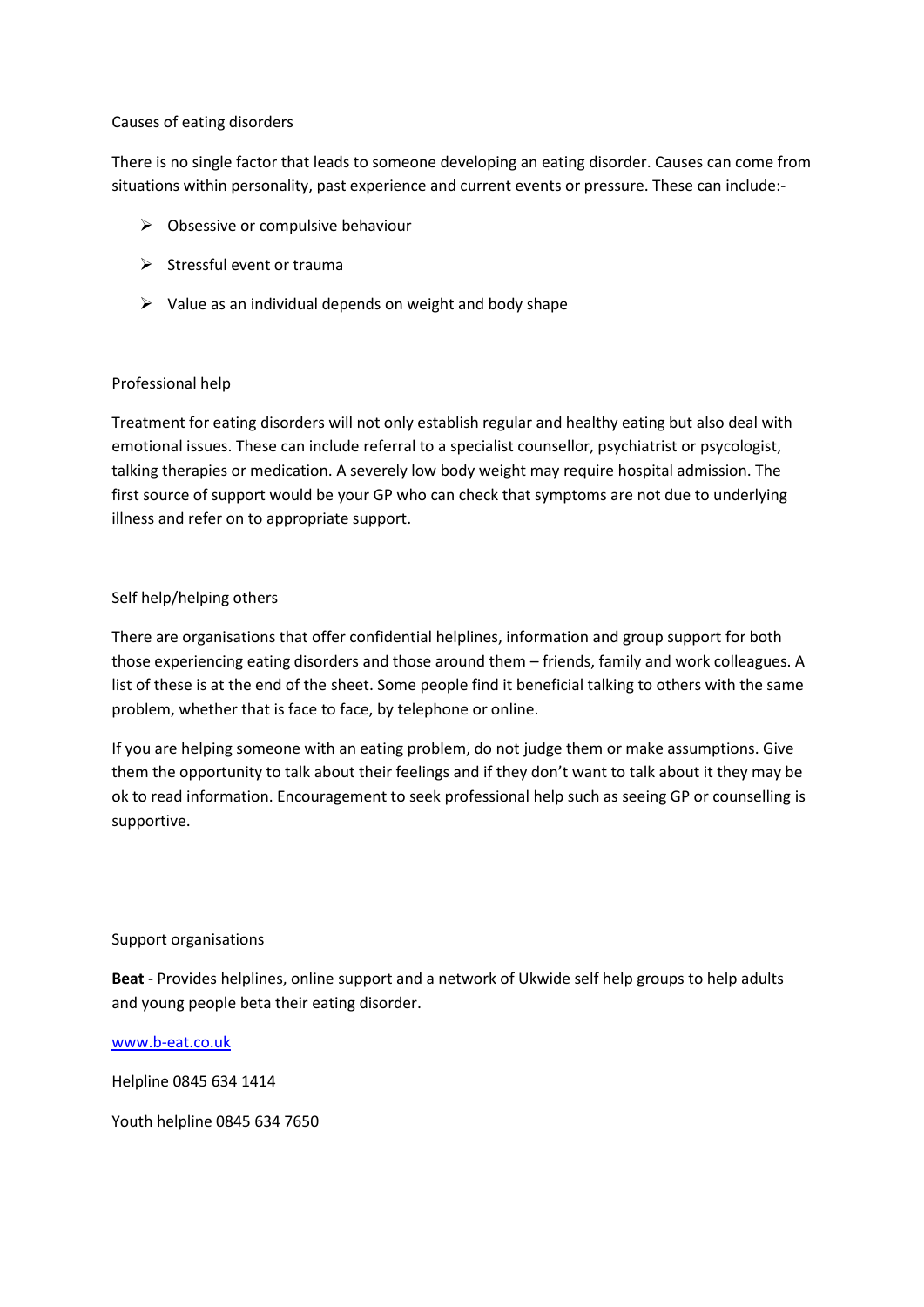## Causes of eating disorders

There is no single factor that leads to someone developing an eating disorder. Causes can come from situations within personality, past experience and current events or pressure. These can include:-

- Obsessive or compulsive behaviour
- Stressful event or trauma
- Value as an individual depends on weight and body shape

## Professional help

Treatment for eating disorders will not only establish regular and healthy eating but also deal with emotional issues. These can include referral to a specialist counsellor, psychiatrist or psycologist, talking therapies or medication. A severely low body weight may require hospital admission. The first source of support would be your GP who can check that symptoms are not due to underlying illness and refer on to appropriate support.

## Self help/helping others

There are organisations that offer confidential helplines, information and group support for both those experiencing eating disorders and those around them – friends, family and work colleagues. A list of these is at the end of the sheet. Some people find it beneficial talking to others with the same problem, whether that is face to face, by telephone or online.

If you are helping someone with an eating problem, do not judge them or make assumptions. Give them the opportunity to talk about their feelings and if they don't want to talk about it they may be ok to read information. Encouragement to seek professional help such as seeing GP or counselling is supportive.

## Support organisations

**Beat** - Provides helplines, online support and a network of Ukwide self help groups to help adults and young people beta their eating disorder.

[www.b-eat.co.uk](http://www.b-eat.co.uk)

Helpline 0845 634 1414

Youth helpline 0845 634 7650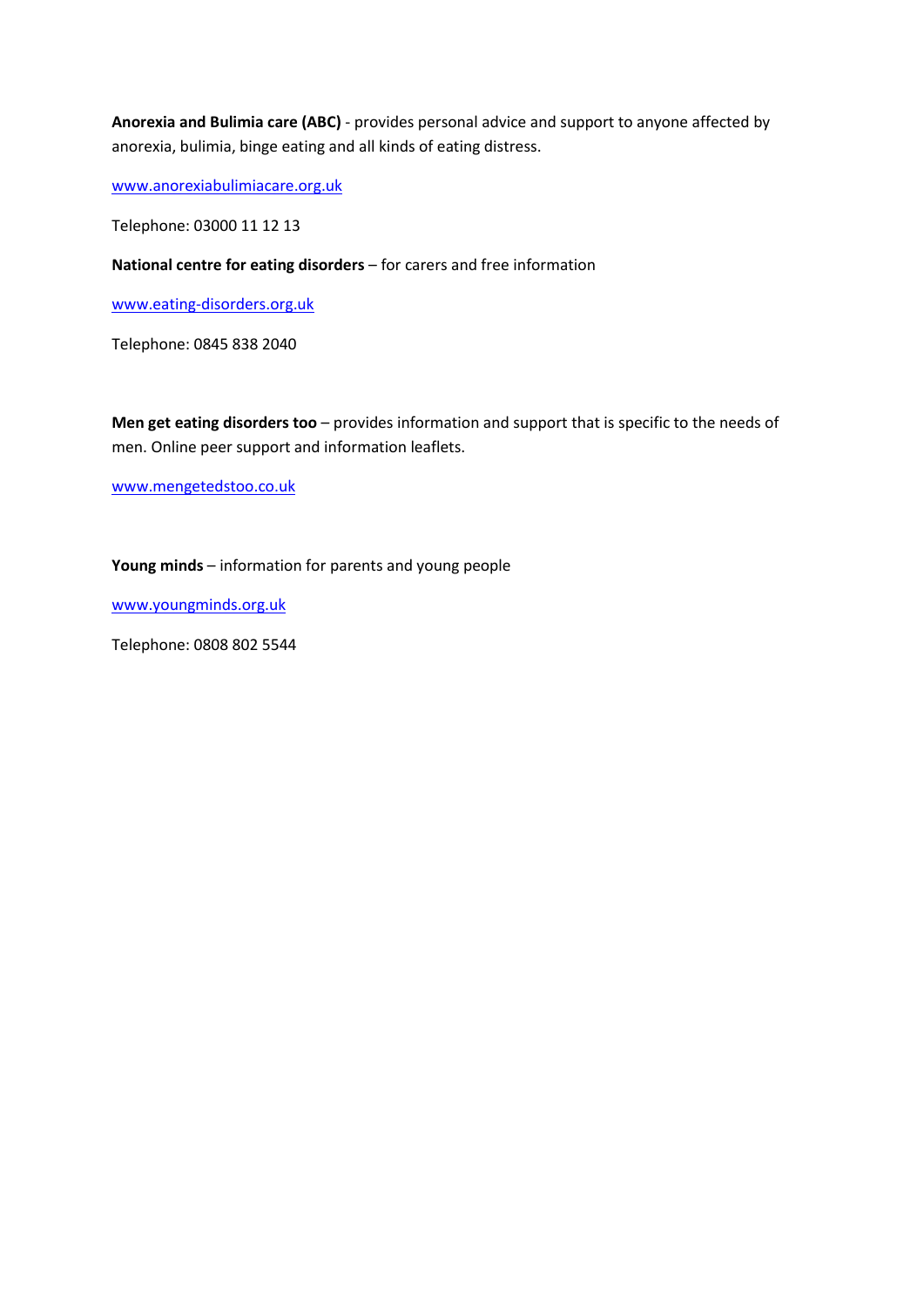**Anorexia and Bulimia care (ABC)** - provides personal advice and support to anyone affected by anorexia, bulimia, binge eating and all kinds of eating distress.

[www.anorexiabulimiacare.org.uk](http://www.anorexiabulimiacare.org.uk)

Telephone: 03000 11 12 13

**National centre for eating disorders** – for carers and free information

[www.eating-disorders.org.uk](http://www.eating-disorders.org.uk)

Telephone: 0845 838 2040

**Men get eating disorders too** – provides information and support that is specific to the needs of men. Online peer support and information leaflets.

[www.mengetedstoo.co.uk](http://www.mengetedstoo.co.uk)

**Young minds** – information for parents and young people

[www.youngminds.org.uk](http://www.youngminds.org.uk)

Telephone: 0808 802 5544